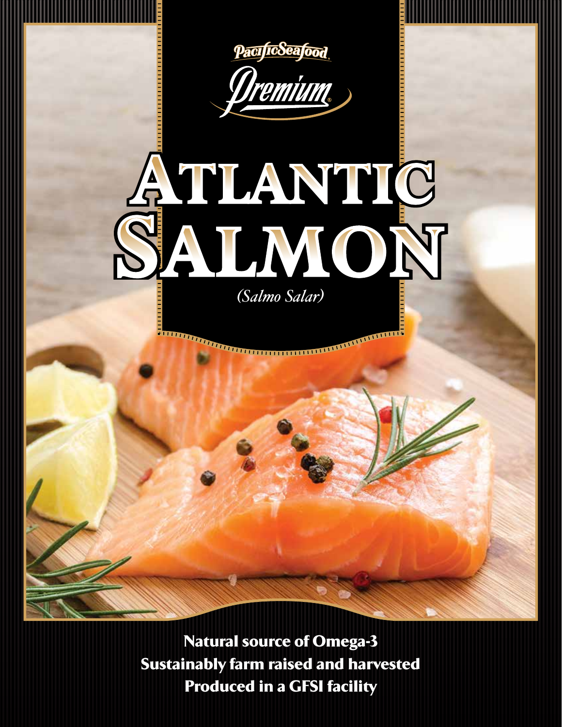PacificSeafood

Premium

# Atlantic Salmon

*(Salmo Salar)*

**Natural source of Omega-3**
**Sustainably farm raised and harvested**
**Produced in a GFSI facility**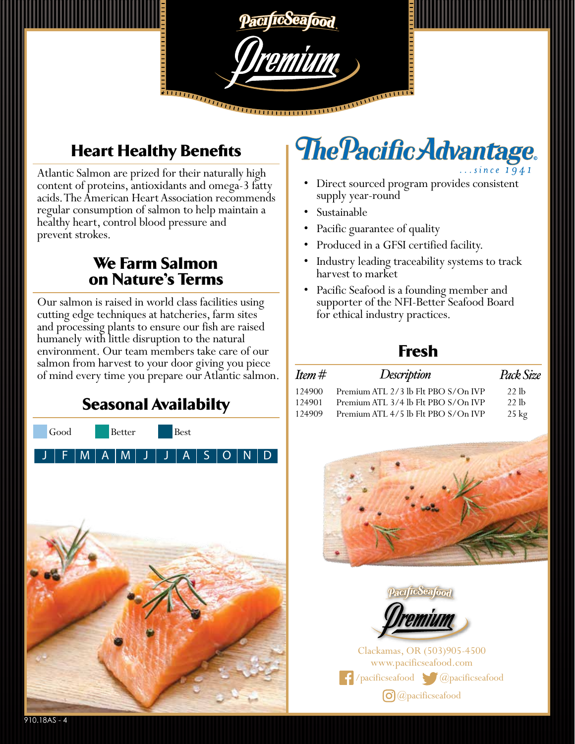PacificSeafood

Premium

## Heart Healthy Benefits

Atlantic Salmon are prized for their naturally high content of proteins, antioxidants and omega-3 fatty acids. The American Heart Association recommends regular consumption of salmon to help maintain a healthy heart, control blood pressure and prevent strokes.

## We Farm Salmon on Nature's Terms

Our salmon is raised in world class facilities using cutting edge techniques at hatcheries, farm sites and processing plants to ensure our fish are raised humanely with little disruption to the natural environment. Our team members take care of our salmon from harvest to your door giving you piece of mind every time you prepare our Atlantic salmon.

## Seasonal Availabilty

Good   Better   Best

J | F | M | A | M | J | J | A | S | O | N | D

## The Pacific Advantage

*...since 1941*

- Direct sourced program provides consistent supply year-round
- Sustainable
- Pacific guarantee of quality
- Produced in a GFSI certified facility.
- Industry leading traceability systems to track harvest to market
- Pacific Seafood is a founding member and supporter of the NFI-Better Seafood Board for ethical industry practices.

## Fresh

| *Item #* | *Description* | *Pack Size* |
|---|---|---|
| 124900 | Premium ATL 2/3 lb Flt PBO S/On IVP | 22 lb |
| 124901 | Premium ATL 3/4 lb Flt PBO S/On IVP | 22 lb |
| 124909 | Premium ATL 4/5 lb Flt PBO S/On IVP | 25 kg |

PacificSeafood Premium

Clackamas, OR (503)905-4500
www.pacificseafood.com
/pacificseafood @pacificseafood
@pacificseafood

910.18AS - 4